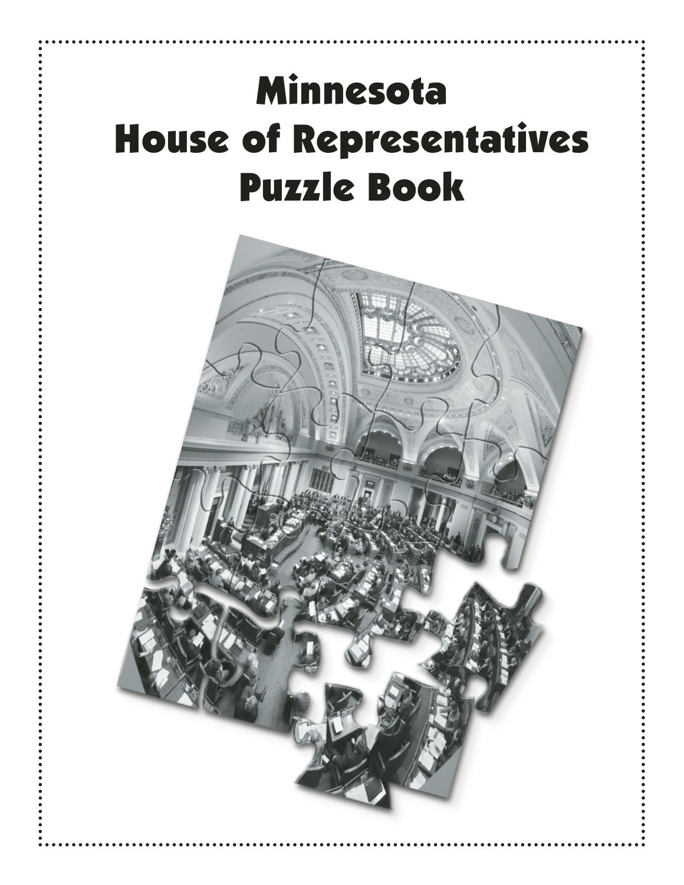# Minnesota House of Representatives Puzzle Book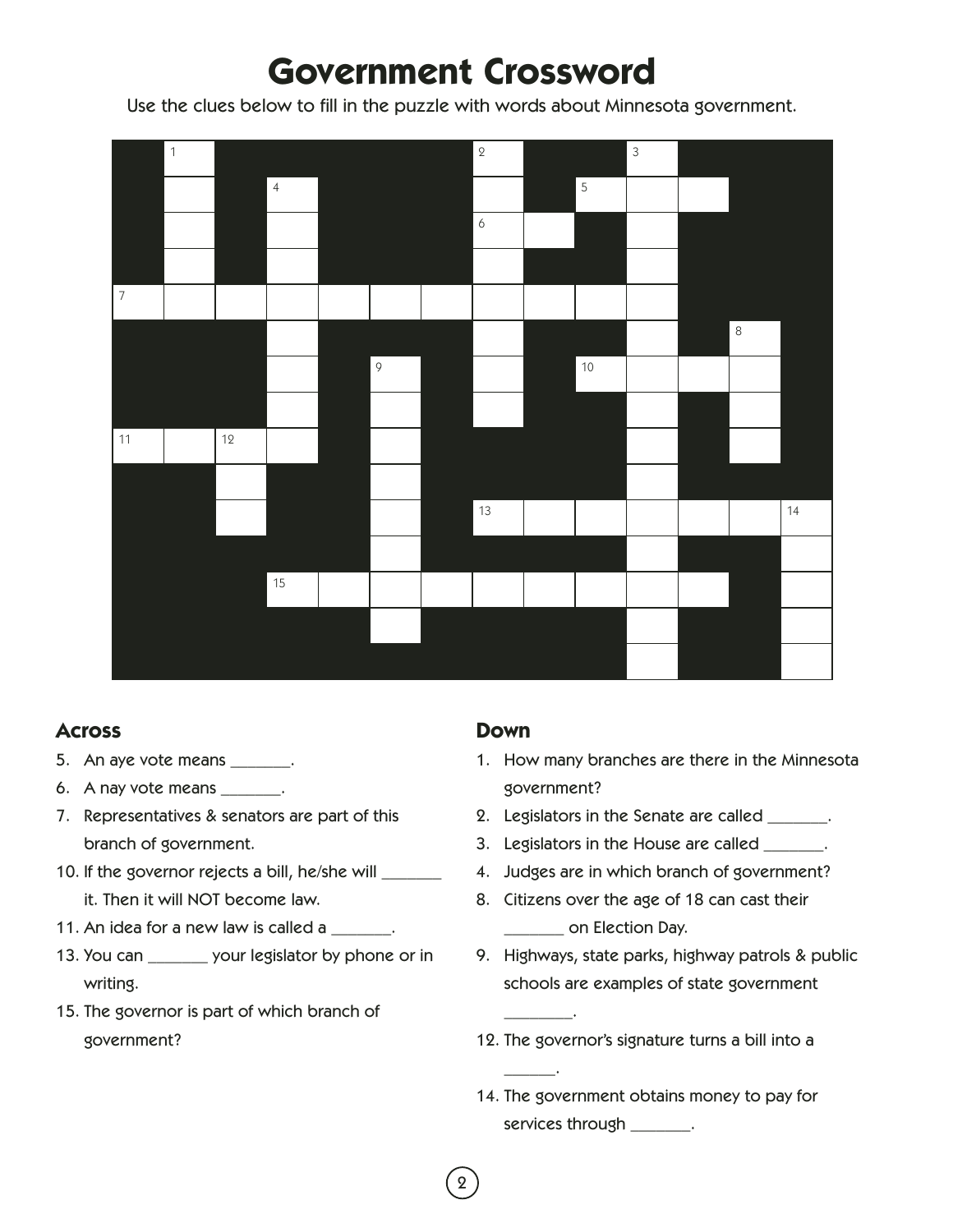# Government Crossword

Use the clues below to fill in the puzzle with words about Minnesota government.

## Across

5. An aye vote means _______.
6. A nay vote means _______.
7. Representatives & senators are part of this branch of government.
10. If the governor rejects a bill, he/she will _______ it. Then it will NOT become law.
11. An idea for a new law is called a _______.
13. You can _______ your legislator by phone or in writing.
15. The governor is part of which branch of government?

## Down

1. How many branches are there in the Minnesota government?
2. Legislators in the Senate are called _______.
3. Legislators in the House are called _______.
4. Judges are in which branch of government?
8. Citizens over the age of 18 can cast their _______ on Election Day.
9. Highways, state parks, highway patrols & public schools are examples of state government ________.
12. The governor's signature turns a bill into a ______.
14. The government obtains money to pay for services through _______.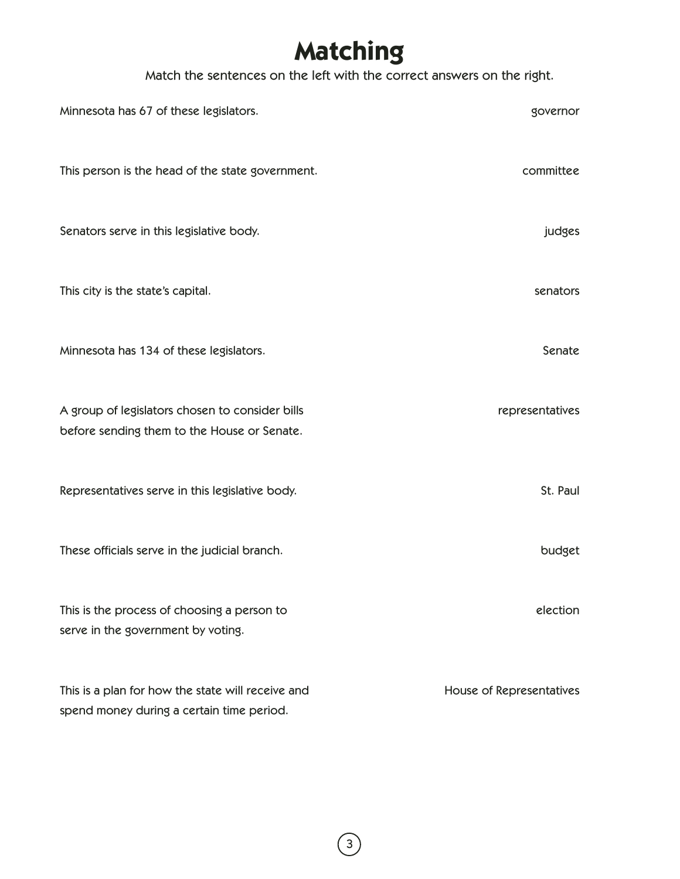# Matching

Match the sentences on the left with the correct answers on the right.

| | |
|---|---|
| Minnesota has 67 of these legislators. | governor |
| This person is the head of the state government. | committee |
| Senators serve in this legislative body. | judges |
| This city is the state's capital. | senators |
| Minnesota has 134 of these legislators. | Senate |
| A group of legislators chosen to consider bills before sending them to the House or Senate. | representatives |
| Representatives serve in this legislative body. | St. Paul |
| These officials serve in the judicial branch. | budget |
| This is the process of choosing a person to serve in the government by voting. | election |
| This is a plan for how the state will receive and spend money during a certain time period. | House of Representatives |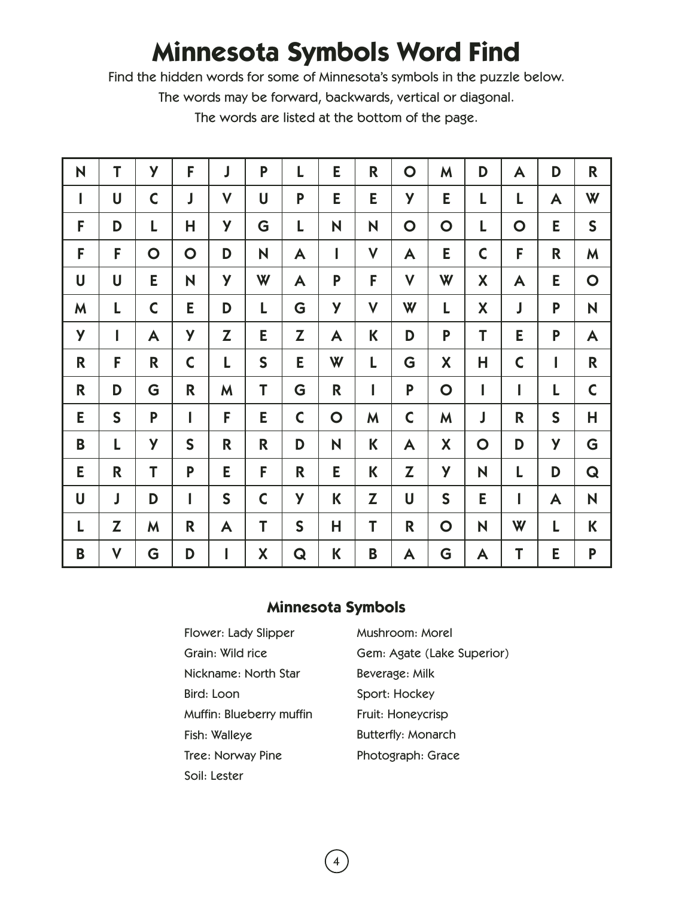# Minnesota Symbols Word Find

Find the hidden words for some of Minnesota's symbols in the puzzle below.

The words may be forward, backwards, vertical or diagonal.

The words are listed at the bottom of the page.

| | | | | | | | | | | | | | | |
|---|---|---|---|---|---|---|---|---|---|---|---|---|---|---|
| N | T | Y | F | J | P | L | E | R | O | M | D | A | D | R |
| I | U | C | J | V | U | P | E | E | Y | E | L | L | A | W |
| F | D | L | H | Y | G | L | N | N | O | O | L | O | E | S |
| F | F | O | O | D | N | A | I | V | A | E | C | F | R | M |
| U | U | E | N | Y | W | A | P | F | V | W | X | A | E | O |
| M | L | C | E | D | L | G | Y | V | W | L | X | J | P | N |
| Y | I | A | Y | Z | E | Z | A | K | D | P | T | E | P | A |
| R | F | R | C | L | S | E | W | L | G | X | H | C | I | R |
| R | D | G | R | M | T | G | R | I | P | O | I | I | L | C |
| E | S | P | I | F | E | C | O | M | C | M | J | R | S | H |
| B | L | Y | S | R | R | D | N | K | A | X | O | D | Y | G |
| E | R | T | P | E | F | R | E | K | Z | Y | N | L | D | Q |
| U | J | D | I | S | C | Y | K | Z | U | S | E | I | A | N |
| L | Z | M | R | A | T | S | H | T | R | O | N | W | L | K |
| B | V | G | D | I | X | Q | K | B | A | G | A | T | E | P |

## Minnesota Symbols

- Flower: Lady Slipper
- Grain: Wild rice
- Nickname: North Star
- Bird: Loon
- Muffin: Blueberry muffin
- Fish: Walleye
- Tree: Norway Pine
- Soil: Lester
- Mushroom: Morel
- Gem: Agate (Lake Superior)
- Beverage: Milk
- Sport: Hockey
- Fruit: Honeycrisp
- Butterfly: Monarch
- Photograph: Grace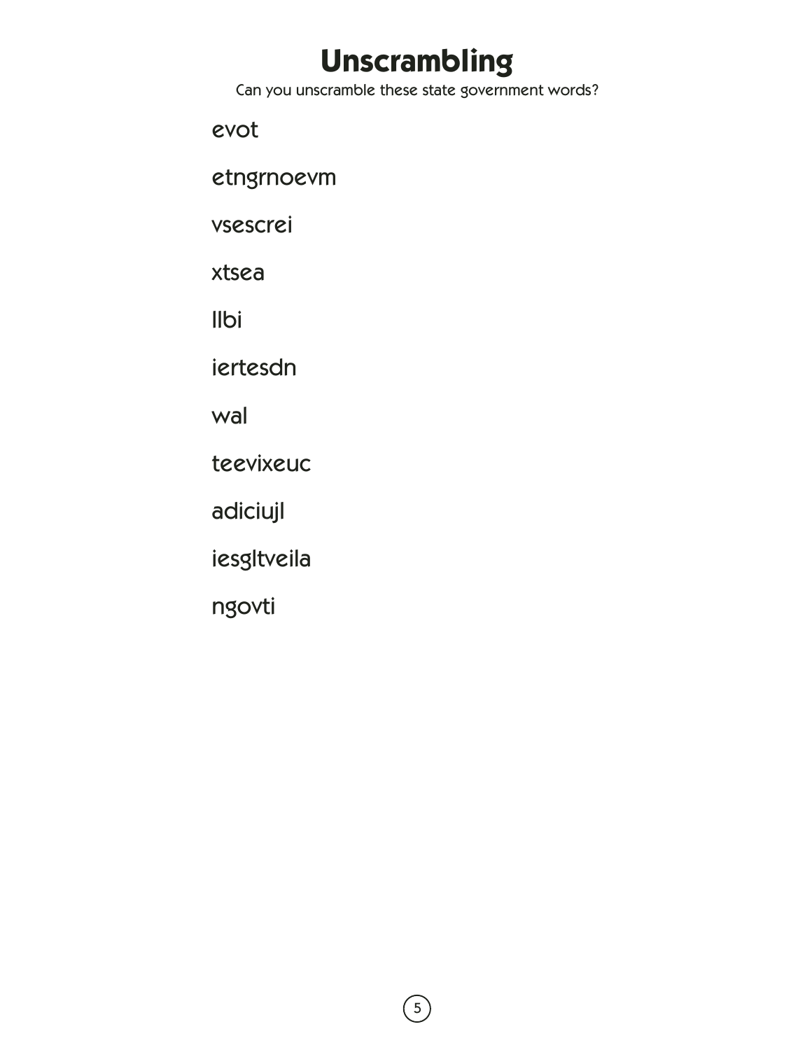# Unscrambling

Can you unscramble these state government words?

evot

etngrnoevm

vsescrei

xtsea

llbi

iertesdn

wal

teevixeuc

adiciujl

iesgltveila

ngovti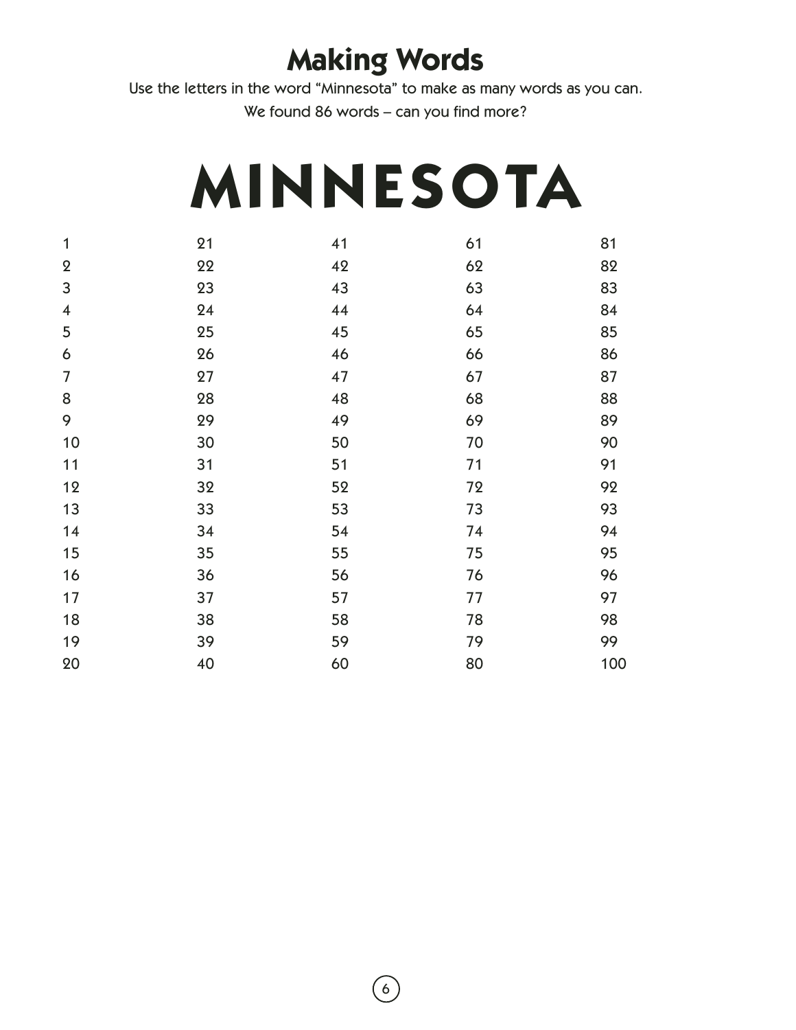# Making Words

Use the letters in the word "Minnesota" to make as many words as you can.
We found 86 words – can you find more?

## MINNESOTA

| | | | | |
|---|---|---|---|---|
| 1 | 21 | 41 | 61 | 81 |
| 2 | 22 | 42 | 62 | 82 |
| 3 | 23 | 43 | 63 | 83 |
| 4 | 24 | 44 | 64 | 84 |
| 5 | 25 | 45 | 65 | 85 |
| 6 | 26 | 46 | 66 | 86 |
| 7 | 27 | 47 | 67 | 87 |
| 8 | 28 | 48 | 68 | 88 |
| 9 | 29 | 49 | 69 | 89 |
| 10 | 30 | 50 | 70 | 90 |
| 11 | 31 | 51 | 71 | 91 |
| 12 | 32 | 52 | 72 | 92 |
| 13 | 33 | 53 | 73 | 93 |
| 14 | 34 | 54 | 74 | 94 |
| 15 | 35 | 55 | 75 | 95 |
| 16 | 36 | 56 | 76 | 96 |
| 17 | 37 | 57 | 77 | 97 |
| 18 | 38 | 58 | 78 | 98 |
| 19 | 39 | 59 | 79 | 99 |
| 20 | 40 | 60 | 80 | 100 |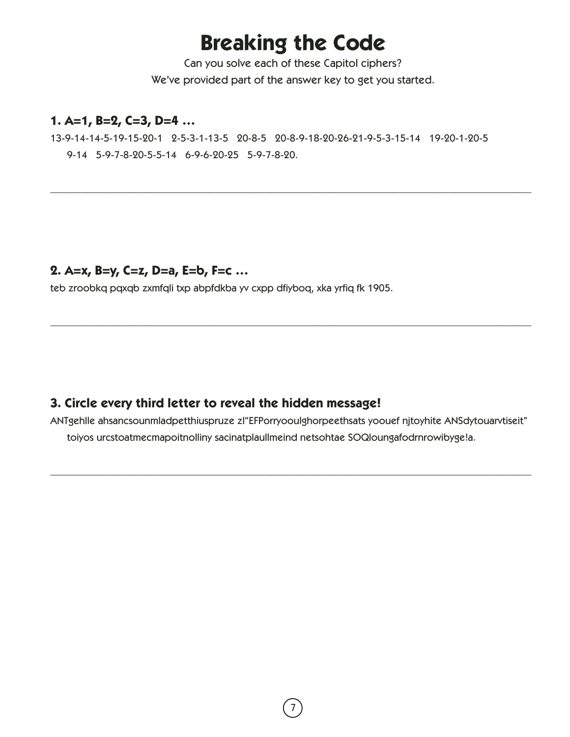# Breaking the Code

Can you solve each of these Capitol ciphers?
We've provided part of the answer key to get you started.

### 1. A=1, B=2, C=3, D=4 ...

13-9-14-14-5-19-15-20-1 2-5-3-1-13-5 20-8-5 20-8-9-18-20-26-21-9-5-3-15-14 19-20-1-20-5 9-14 5-9-7-8-20-5-5-14 6-9-6-20-25 5-9-7-8-20.

---

### 2. A=x, B=y, C=z, D=a, E=b, F=c ...

teb zroobkq pqxqb zxmfqli txp abpfdkba yv cxpp dfiyboq, xka yrfiq fk 1905.

---

### 3. Circle every third letter to reveal the hidden message!

ANTgehlle ahsancsounmladpetthiuspruze zl"EFPorryooulghorpeethsats yoouef njtoyhite ANSdytouarvtiseit" toiyos urcstoatmecmapoitnolliny sacinatplaullmeind netsohtae SOQloungafodrnrowibyge!a.

---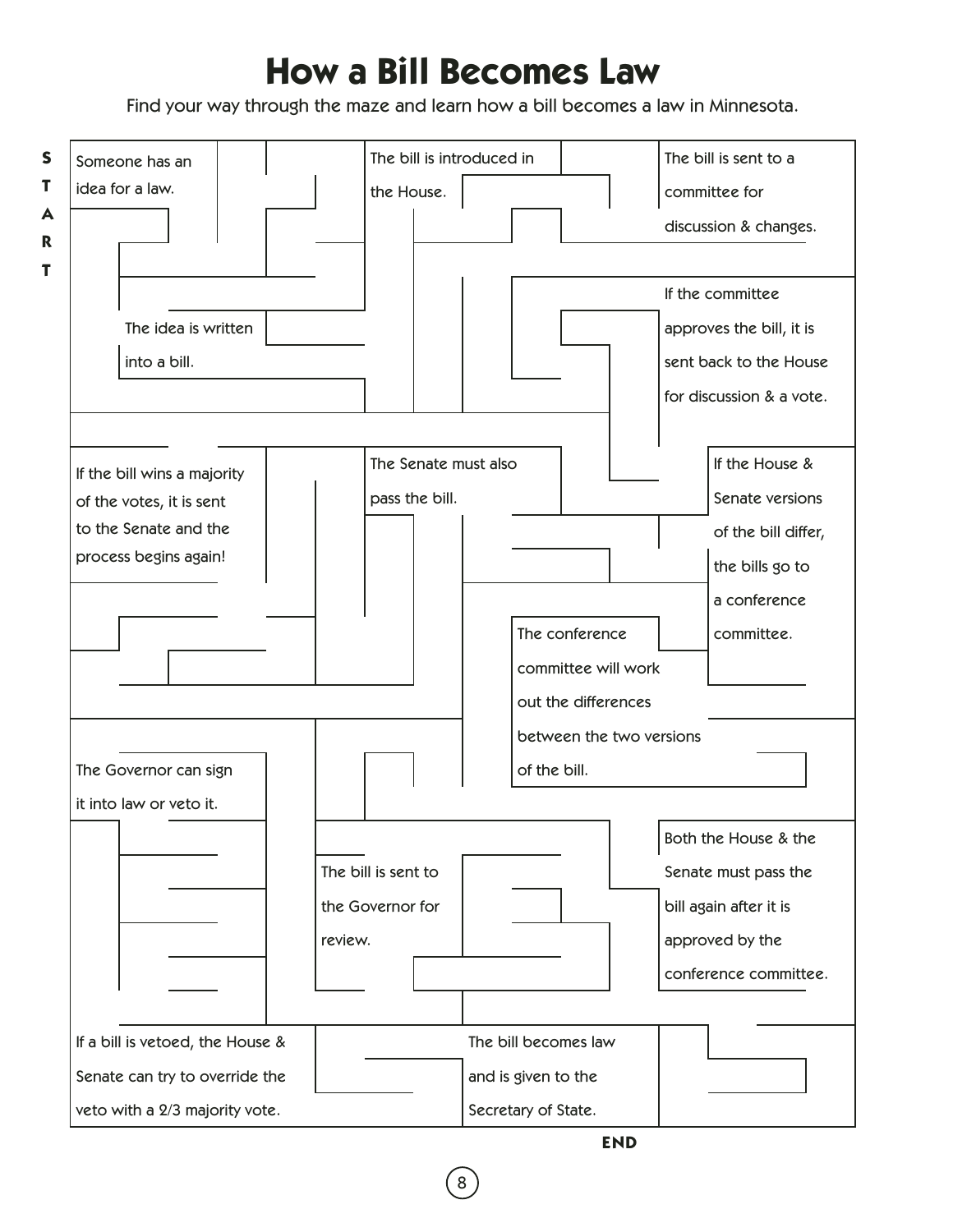# How a Bill Becomes Law

Find your way through the maze and learn how a bill becomes a law in Minnesota.

START

Someone has an idea for a law.

The idea is written into a bill.

The bill is introduced in the House.

The bill is sent to a committee for discussion & changes.

If the committee approves the bill, it is sent back to the House for discussion & a vote.

If the bill wins a majority of the votes, it is sent to the Senate and the process begins again!

The Senate must also pass the bill.

If the House & Senate versions of the bill differ, the bills go to a conference committee.

The conference committee will work out the differences between the two versions of the bill.

Both the House & the Senate must pass the bill again after it is approved by the conference committee.

The bill is sent to the Governor for review.

The Governor can sign it into law or veto it.

If a bill is vetoed, the House & Senate can try to override the veto with a 2/3 majority vote.

The bill becomes law and is given to the Secretary of State.

END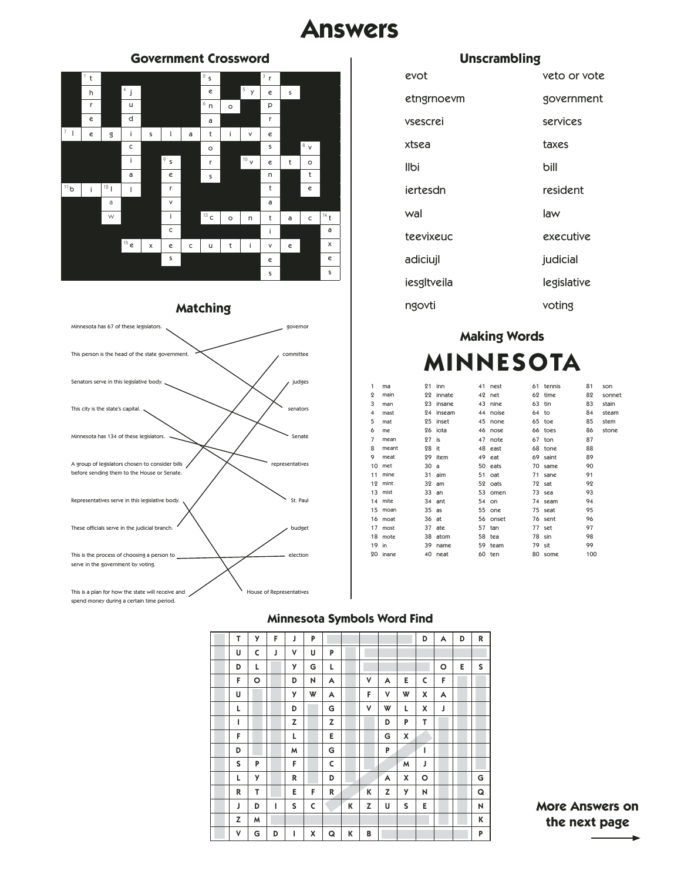# Answers

## Government Crossword

| | | | | | | | | | | | | | |
|---|---|---|---|---|---|---|---|---|---|---|---|---|---|
| | [1] t | | | | | | [2] s | | | [3] r | | | |
| | h | | [4] j | | | | e | | [5] y | e | s | | |
| | r | | u | | | | [6] n | o | | p | | | |
| | e | | d | | | | a | | | r | | | |
| [7] l | e | g | i | s | l | a | t | i | v | e | | | |
| | | | c | | | | o | | | s | | [8] v | |
| | | | i | | [9] s | | r | | [10] v | e | t | o | |
| | | | a | | e | | s | | | n | | t | |
| [11] b | i | [12] l | l | | r | | | | | t | | e | |
| | | a | | | v | | | | | a | | | |
| | | w | | | i | | [13] c | o | n | t | a | c | [14] t |
| | | | | | c | | | | | i | | | a |
| | | | [15] e | x | e | c | u | t | i | v | e | | x |
| | | | | | s | | | | | e | | | e |
| | | | | | | | | | | s | | | s |

## Matching

| Statement | Answer |
|---|---|
| Minnesota has 67 of these legislators. | senators |
| This person is the head of the state government. | governor |
| Senators serve in this legislative body. | Senate |
| This city is the state's capital. | St. Paul |
| Minnesota has 134 of these legislators. | representatives |
| A group of legislators chosen to consider bills before sending them to the House or Senate. | committee |
| Representatives serve in this legislative body. | House of Representatives |
| These officials serve in the judicial branch. | judges |
| This is the process of choosing a person to serve in the government by voting. | election |
| This is a plan for how the state will receive and spend money during a certain time period. | budget |

## Unscrambling

| Scrambled | Answer |
|---|---|
| evot | veto or vote |
| etngrnoevm | government |
| vsescrei | services |
| xtsea | taxes |
| llbi | bill |
| iertesdn | resident |
| wal | law |
| teevixeuc | executive |
| adiciujl | judicial |
| iesgltveila | legislative |
| ngovti | voting |

## Making Words

# MINNESOTA

| | | | | | | | | | |
|---|---|---|---|---|---|---|---|---|---|
| 1 | ma | 21 | inn | 41 | nest | 61 | tennis | 81 | son |
| 2 | main | 22 | innate | 42 | net | 62 | time | 82 | sonnet |
| 3 | man | 23 | insane | 43 | nine | 63 | tin | 83 | stain |
| 4 | mast | 24 | inseam | 44 | noise | 64 | to | 84 | steam |
| 5 | mat | 25 | inset | 45 | none | 65 | toe | 85 | stem |
| 6 | me | 26 | iota | 46 | nose | 66 | toes | 86 | stone |
| 7 | mean | 27 | is | 47 | note | 67 | ton | 87 | |
| 8 | meant | 28 | it | 48 | east | 68 | tone | 88 | |
| 9 | meat | 29 | item | 49 | eat | 69 | saint | 89 | |
| 10 | met | 30 | a | 50 | eats | 70 | same | 90 | |
| 11 | mine | 31 | aim | 51 | oat | 71 | sane | 91 | |
| 12 | mint | 32 | am | 52 | oats | 72 | sat | 92 | |
| 13 | mist | 33 | an | 53 | omen | 73 | sea | 93 | |
| 14 | mite | 34 | ant | 54 | on | 74 | seam | 94 | |
| 15 | moan | 35 | as | 55 | one | 75 | seat | 95 | |
| 16 | moat | 36 | at | 56 | onset | 76 | sent | 96 | |
| 17 | most | 37 | ate | 57 | tan | 77 | set | 97 | |
| 18 | mote | 38 | atom | 58 | tea | 78 | sin | 98 | |
| 19 | in | 39 | name | 59 | team | 79 | sit | 99 | |
| 20 | inane | 40 | neat | 60 | ten | 80 | some | 100 | |

## Minnesota Symbols Word Find

| | | | | | | | | | | | | | | |
|---|---|---|---|---|---|---|---|---|---|---|---|---|---|---|
| | T | Y | F | J | P | | | | | | D | A | D | R |
| | U | C | J | V | U | P | | | | | | | | |
| | D | L | | Y | G | L | | | | | | O | E | S |
| | F | O | | D | N | A | | V | A | E | C | F | | |
| | U | | | Y | W | A | | F | V | W | X | A | | |
| | L | | | D | | G | | V | W | L | X | J | | |
| | I | | | Z | | Z | | | D | P | T | | | |
| | F | | | L | | E | | | G | X | | | | |
| | D | | | M | | G | | | P | | I | | | |
| | S | P | | F | | C | | | | M | J | | | |
| | L | Y | | R | | D | | | A | X | O | | | G |
| | R | T | | E | F | R | | K | Z | Y | N | | | Q |
| | J | D | I | S | C | | K | Z | U | S | E | | | N |
| | Z | M | | | | | | | | | | | | K |
| | V | G | D | I | X | Q | K | B | | | | | | P |

**More Answers on the next page**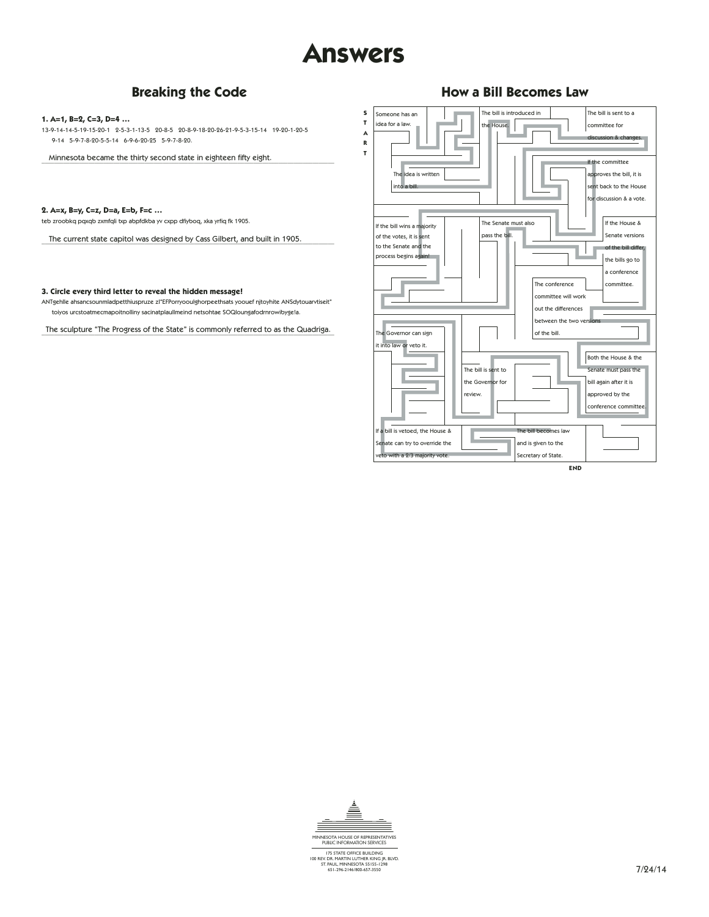# Answers

## Breaking the Code

**1. A=1, B=2, C=3, D=4 …**

13-9-14-14-5-19-15-20-1 2-5-3-1-13-5 20-8-5 20-8-9-18-20-26-21-9-5-3-15-14 19-20-1-20-5 9-14 5-9-7-8-20-5-5-14 6-9-6-20-25 5-9-7-8-20.

Minnesota became the thirty second state in eighteen fifty eight.

**2. A=x, B=y, C=z, D=a, E=b, F=c …**

teb zroobkq pqxqb zxmfqli txp abpfdkba yv cxpp dfiyboq, xka yrfiq fk 1905.

The current state capitol was designed by Cass Gilbert, and built in 1905.

**3. Circle every third letter to reveal the hidden message!**

ANTgehlle ahsancsounmladpetthiuspruze zl"EFPorryooulghorpeethsats yoouef njtoyhite ANSdytouarvtiseit" toiyos urcstoatmecmapoitnolliny sacinatplaullmeind netsohtae SOQloungafodrnrowibyge!a.

The sculpture "The Progress of the State" is commonly referred to as the Quadriga.

## How a Bill Becomes Law

START

Someone has an idea for a law.

The idea is written into a bill.

The bill is introduced in the House.

The bill is sent to a committee for discussion & changes.

If the committee approves the bill, it is sent back to the House for discussion & a vote.

If the bill wins a majority of the votes, it is sent to the Senate and the process begins again!

The Senate must also pass the bill.

If the House & Senate versions of the bill differ, the bills go to a conference committee.

The conference committee will work out the differences between the two versions of the bill.

Both the House & the Senate must pass the bill again after it is approved by the conference committee.

The bill is sent to the Governor for review.

The Governor can sign it into law or veto it.

If a bill is vetoed, the House & Senate can try to override the veto with a 2/3 majority vote.

The bill becomes law and is given to the Secretary of State.

END

MINNESOTA HOUSE OF REPRESENTATIVES
PUBLIC INFORMATION SERVICES

175 STATE OFFICE BUILDING
100 REV. DR. MARTIN LUTHER KING JR. BLVD.
ST. PAUL, MINNESOTA 55155-1298
651-296-2146/800-657-3550

7/24/14